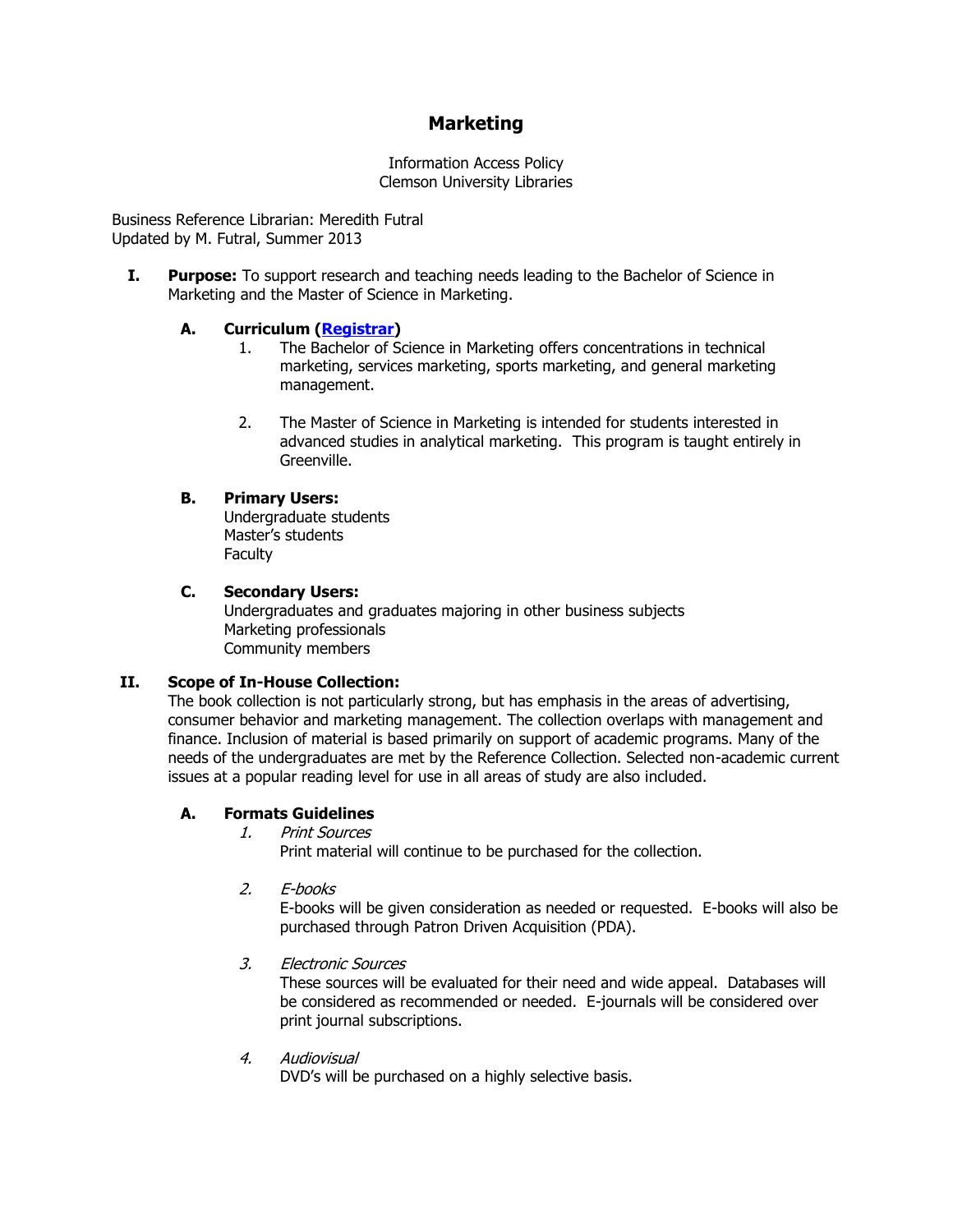# Marketing

Information Access Policy
Clemson University Libraries

Business Reference Librarian: Meredith Futral
Updated by M. Futral, Summer 2013

**I. Purpose:** To support research and teaching needs leading to the Bachelor of Science in Marketing and the Master of Science in Marketing.

**A. Curriculum ([Registrar])**

1. The Bachelor of Science in Marketing offers concentrations in technical marketing, services marketing, sports marketing, and general marketing management.

2. The Master of Science in Marketing is intended for students interested in advanced studies in analytical marketing. This program is taught entirely in Greenville.

**B. Primary Users:**
Undergraduate students
Master's students
Faculty

**C. Secondary Users:**
Undergraduates and graduates majoring in other business subjects
Marketing professionals
Community members

**II. Scope of In-House Collection:**
The book collection is not particularly strong, but has emphasis in the areas of advertising, consumer behavior and marketing management. The collection overlaps with management and finance. Inclusion of material is based primarily on support of academic programs. Many of the needs of the undergraduates are met by the Reference Collection. Selected non-academic current issues at a popular reading level for use in all areas of study are also included.

**A. Formats Guidelines**

1. *Print Sources*
Print material will continue to be purchased for the collection.

2. *E-books*
E-books will be given consideration as needed or requested. E-books will also be purchased through Patron Driven Acquisition (PDA).

3. *Electronic Sources*
These sources will be evaluated for their need and wide appeal. Databases will be considered as recommended or needed. E-journals will be considered over print journal subscriptions.

4. *Audiovisual*
DVD's will be purchased on a highly selective basis.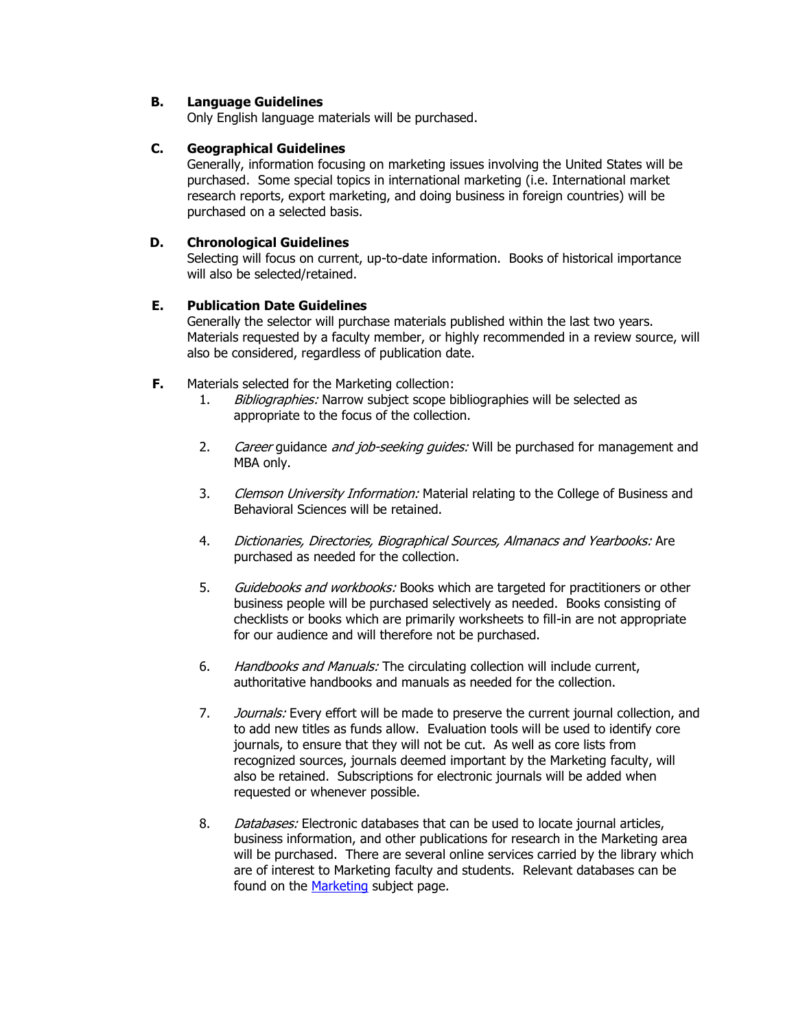**B. Language Guidelines**

Only English language materials will be purchased.

**C. Geographical Guidelines**

Generally, information focusing on marketing issues involving the United States will be purchased. Some special topics in international marketing (i.e. International market research reports, export marketing, and doing business in foreign countries) will be purchased on a selected basis.

**D. Chronological Guidelines**

Selecting will focus on current, up-to-date information. Books of historical importance will also be selected/retained.

**E. Publication Date Guidelines**

Generally the selector will purchase materials published within the last two years. Materials requested by a faculty member, or highly recommended in a review source, will also be considered, regardless of publication date.

**F.** Materials selected for the Marketing collection:

1. *Bibliographies:* Narrow subject scope bibliographies will be selected as appropriate to the focus of the collection.

2. *Career* guidance *and job-seeking guides:* Will be purchased for management and MBA only.

3. *Clemson University Information:* Material relating to the College of Business and Behavioral Sciences will be retained.

4. *Dictionaries, Directories, Biographical Sources, Almanacs and Yearbooks:* Are purchased as needed for the collection.

5. *Guidebooks and workbooks:* Books which are targeted for practitioners or other business people will be purchased selectively as needed. Books consisting of checklists or books which are primarily worksheets to fill-in are not appropriate for our audience and will therefore not be purchased.

6. *Handbooks and Manuals:* The circulating collection will include current, authoritative handbooks and manuals as needed for the collection.

7. *Journals:* Every effort will be made to preserve the current journal collection, and to add new titles as funds allow. Evaluation tools will be used to identify core journals, to ensure that they will not be cut. As well as core lists from recognized sources, journals deemed important by the Marketing faculty, will also be retained. Subscriptions for electronic journals will be added when requested or whenever possible.

8. *Databases:* Electronic databases that can be used to locate journal articles, business information, and other publications for research in the Marketing area will be purchased. There are several online services carried by the library which are of interest to Marketing faculty and students. Relevant databases can be found on the Marketing subject page.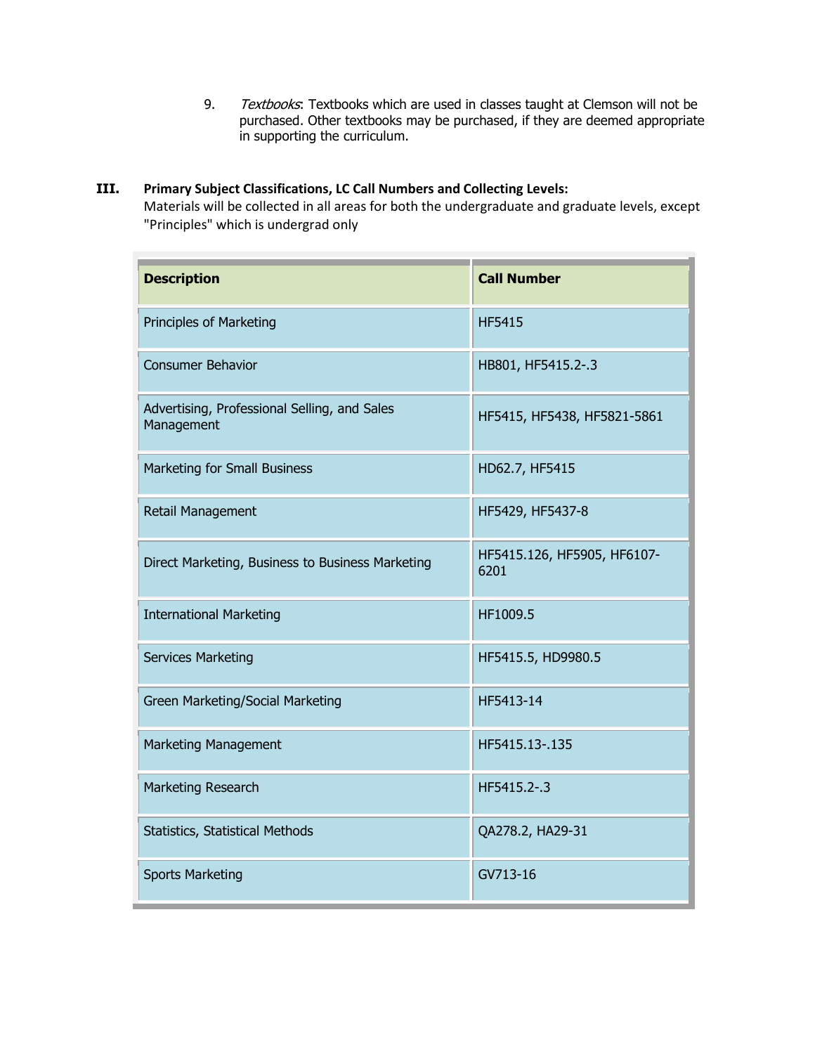9. *Textbooks*: Textbooks which are used in classes taught at Clemson will not be purchased. Other textbooks may be purchased, if they are deemed appropriate in supporting the curriculum.

## III. Primary Subject Classifications, LC Call Numbers and Collecting Levels:

Materials will be collected in all areas for both the undergraduate and graduate levels, except "Principles" which is undergrad only

| Description | Call Number |
|---|---|
| Principles of Marketing | HF5415 |
| Consumer Behavior | HB801, HF5415.2-.3 |
| Advertising, Professional Selling, and Sales Management | HF5415, HF5438, HF5821-5861 |
| Marketing for Small Business | HD62.7, HF5415 |
| Retail Management | HF5429, HF5437-8 |
| Direct Marketing, Business to Business Marketing | HF5415.126, HF5905, HF6107-6201 |
| International Marketing | HF1009.5 |
| Services Marketing | HF5415.5, HD9980.5 |
| Green Marketing/Social Marketing | HF5413-14 |
| Marketing Management | HF5415.13-.135 |
| Marketing Research | HF5415.2-.3 |
| Statistics, Statistical Methods | QA278.2, HA29-31 |
| Sports Marketing | GV713-16 |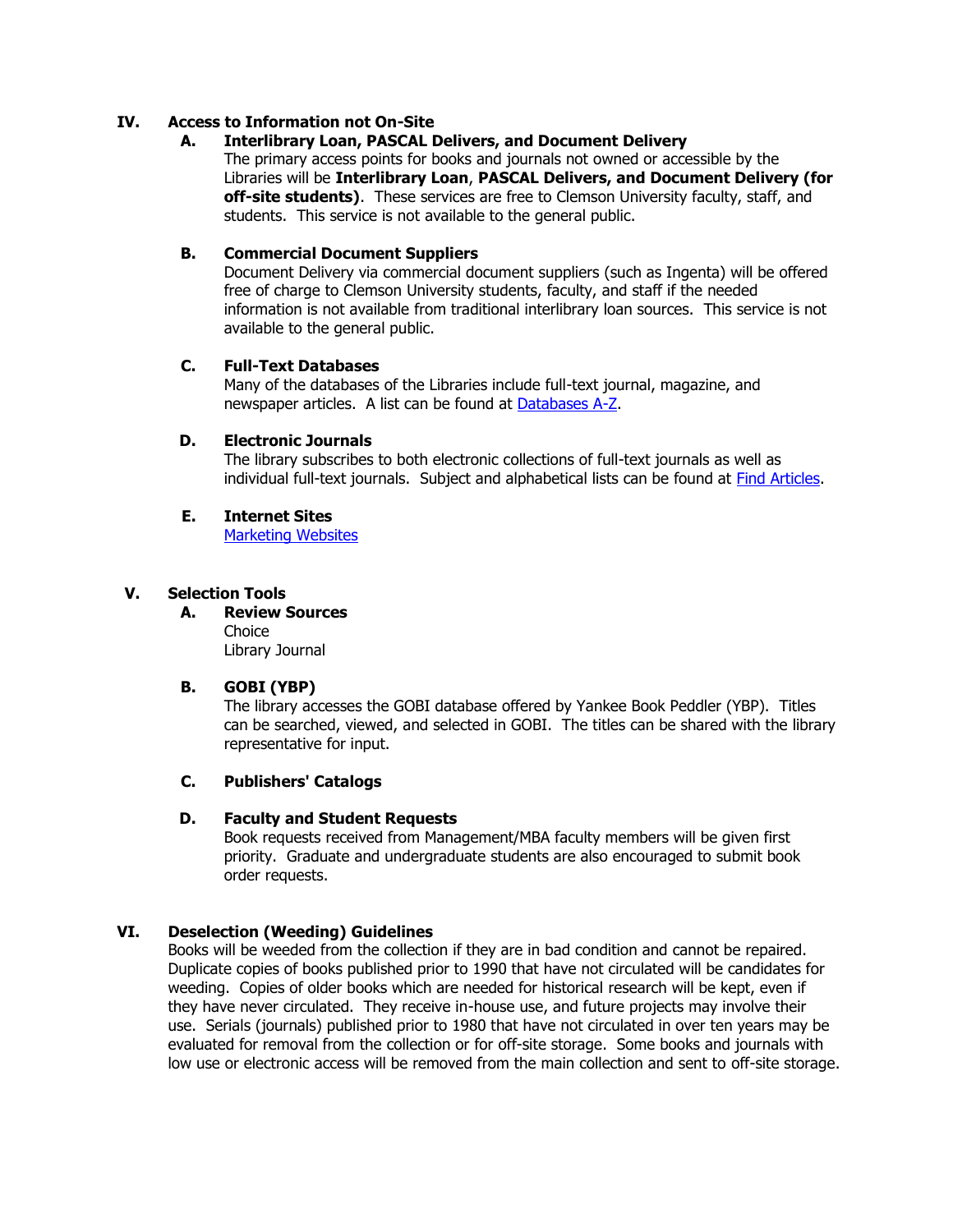## IV. Access to Information not On-Site

### A. Interlibrary Loan, PASCAL Delivers, and Document Delivery

The primary access points for books and journals not owned or accessible by the Libraries will be **Interlibrary Loan**, **PASCAL Delivers, and Document Delivery (for off-site students)**. These services are free to Clemson University faculty, staff, and students. This service is not available to the general public.

### B. Commercial Document Suppliers

Document Delivery via commercial document suppliers (such as Ingenta) will be offered free of charge to Clemson University students, faculty, and staff if the needed information is not available from traditional interlibrary loan sources. This service is not available to the general public.

### C. Full-Text Databases

Many of the databases of the Libraries include full-text journal, magazine, and newspaper articles. A list can be found at Databases A-Z.

### D. Electronic Journals

The library subscribes to both electronic collections of full-text journals as well as individual full-text journals. Subject and alphabetical lists can be found at Find Articles.

### E. Internet Sites

Marketing Websites

## V. Selection Tools

### A. Review Sources

Choice
Library Journal

### B. GOBI (YBP)

The library accesses the GOBI database offered by Yankee Book Peddler (YBP). Titles can be searched, viewed, and selected in GOBI. The titles can be shared with the library representative for input.

### C. Publishers' Catalogs

### D. Faculty and Student Requests

Book requests received from Management/MBA faculty members will be given first priority. Graduate and undergraduate students are also encouraged to submit book order requests.

## VI. Deselection (Weeding) Guidelines

Books will be weeded from the collection if they are in bad condition and cannot be repaired. Duplicate copies of books published prior to 1990 that have not circulated will be candidates for weeding. Copies of older books which are needed for historical research will be kept, even if they have never circulated. They receive in-house use, and future projects may involve their use. Serials (journals) published prior to 1980 that have not circulated in over ten years may be evaluated for removal from the collection or for off-site storage. Some books and journals with low use or electronic access will be removed from the main collection and sent to off-site storage.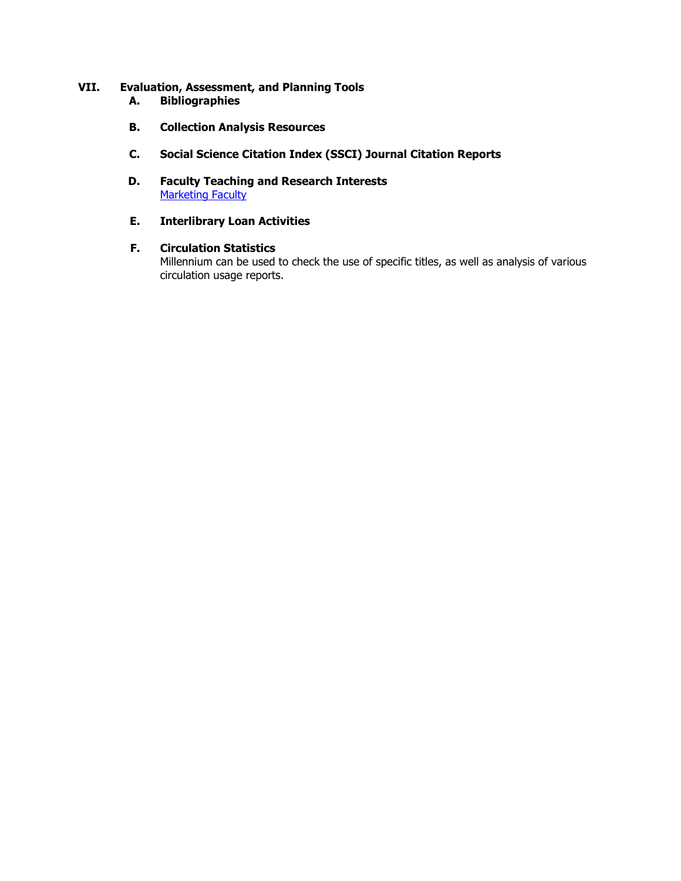## VII. Evaluation, Assessment, and Planning Tools

### A. Bibliographies

### B. Collection Analysis Resources

### C. Social Science Citation Index (SSCI) Journal Citation Reports

### D. Faculty Teaching and Research Interests

Marketing Faculty

### E. Interlibrary Loan Activities

### F. Circulation Statistics

Millennium can be used to check the use of specific titles, as well as analysis of various circulation usage reports.